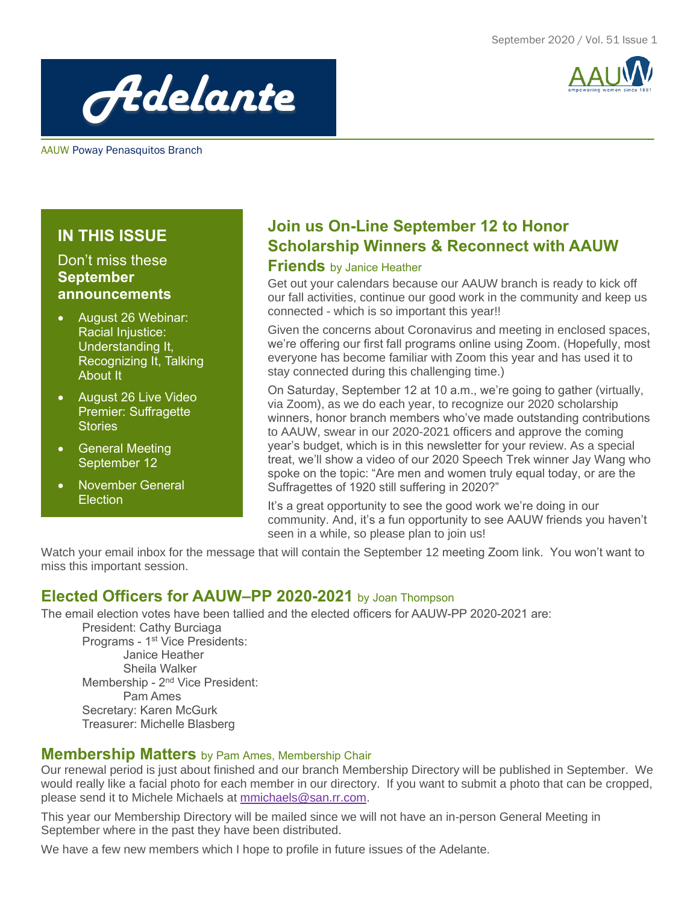# Adelante

AAUW Poway Penasquitos Branch

## IN THIS ISSUE

Don't miss these **September announcements**

- August 26 Webinar: Racial Injustice: Understanding It, Recognizing It, Talking About It
- August 26 Live Video Premier: Suffragette Stories
- General Meeting September 12
- November General Election

## Join us On-Line September 12 to Honor Scholarship Winners & Reconnect with AAUW Friends by Janice Heather

Get out your calendars because our AAUW branch is ready to kick off our fall activities, continue our good work in the community and keep us connected - which is so important this year!!

Given the concerns about Coronavirus and meeting in enclosed spaces, we're offering our first fall programs online using Zoom. (Hopefully, most everyone has become familiar with Zoom this year and has used it to stay connected during this challenging time.)

On Saturday, September 12 at 10 a.m., we're going to gather (virtually, via Zoom), as we do each year, to recognize our 2020 scholarship winners, honor branch members who've made outstanding contributions to AAUW, swear in our 2020-2021 officers and approve the coming year's budget, which is in this newsletter for your review. As a special treat, we'll show a video of our 2020 Speech Trek winner Jay Wang who spoke on the topic: "Are men and women truly equal today, or are the Suffragettes of 1920 still suffering in 2020?"

It's a great opportunity to see the good work we're doing in our community. And, it's a fun opportunity to see AAUW friends you haven't seen in a while, so please plan to join us!

Watch your email inbox for the message that will contain the September 12 meeting Zoom link. You won't want to miss this important session.

## Elected Officers for AAUW–PP 2020-2021 by Joan Thompson

The email election votes have been tallied and the elected officers for AAUW-PP 2020-2021 are:

President: Cathy Burciaga
Programs - 1st Vice Presidents:
Janice Heather
Sheila Walker
Membership - 2nd Vice President:
Pam Ames
Secretary: Karen McGurk
Treasurer: Michelle Blasberg

## Membership Matters by Pam Ames, Membership Chair

Our renewal period is just about finished and our branch Membership Directory will be published in September. We would really like a facial photo for each member in our directory. If you want to submit a photo that can be cropped, please send it to Michele Michaels at mmichaels@san.rr.com.

This year our Membership Directory will be mailed since we will not have an in-person General Meeting in September where in the past they have been distributed.

We have a few new members which I hope to profile in future issues of the Adelante.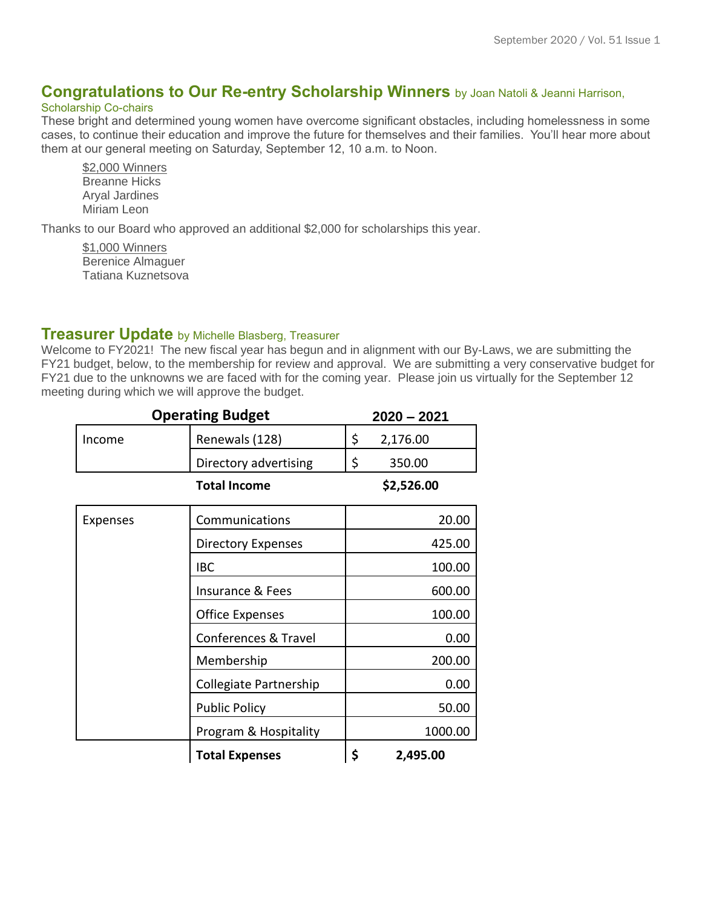## Congratulations to Our Re-entry Scholarship Winners by Joan Natoli & Jeanni Harrison, Scholarship Co-chairs

These bright and determined young women have overcome significant obstacles, including homelessness in some cases, to continue their education and improve the future for themselves and their families. You'll hear more about them at our general meeting on Saturday, September 12, 10 a.m. to Noon.

$2,000 Winners
Breanne Hicks
Aryal Jardines
Miriam Leon

Thanks to our Board who approved an additional $2,000 for scholarships this year.

$1,000 Winners
Berenice Almaguer
Tatiana Kuznetsova

## Treasurer Update by Michelle Blasberg, Treasurer

Welcome to FY2021! The new fiscal year has begun and in alignment with our By-Laws, we are submitting the FY21 budget, below, to the membership for review and approval. We are submitting a very conservative budget for FY21 due to the unknowns we are faced with for the coming year. Please join us virtually for the September 12 meeting during which we will approve the budget.

| | **Operating Budget** | **2020 – 2021** |
|---|---|---|
| Income | Renewals (128) | $ 2,176.00 |
| | Directory advertising | $ 350.00 |
| | **Total Income** | **$2,526.00** |
| Expenses | Communications | 20.00 |
| | Directory Expenses | 425.00 |
| | IBC | 100.00 |
| | Insurance & Fees | 600.00 |
| | Office Expenses | 100.00 |
| | Conferences & Travel | 0.00 |
| | Membership | 200.00 |
| | Collegiate Partnership | 0.00 |
| | Public Policy | 50.00 |
| | Program & Hospitality | 1000.00 |
| | **Total Expenses** | **$ 2,495.00** |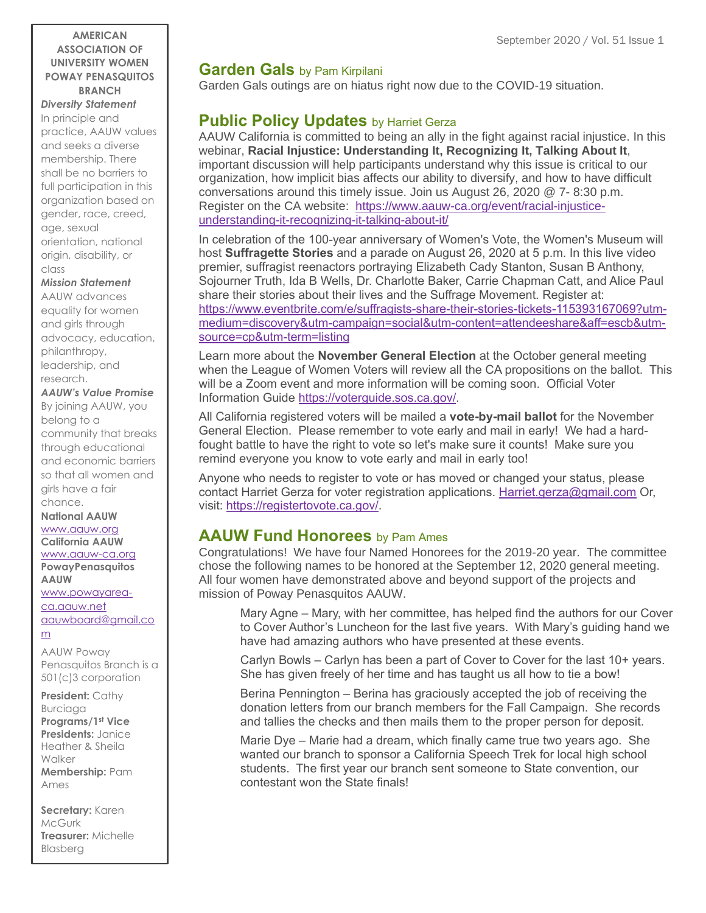## Garden Gals by Pam Kirpilani

Garden Gals outings are on hiatus right now due to the COVID-19 situation.

## Public Policy Updates by Harriet Gerza

AAUW California is committed to being an ally in the fight against racial injustice. In this webinar, **Racial Injustice: Understanding It, Recognizing It, Talking About It**, important discussion will help participants understand why this issue is critical to our organization, how implicit bias affects our ability to diversify, and how to have difficult conversations around this timely issue. Join us August 26, 2020 @ 7- 8:30 p.m. Register on the CA website: [https://www.aauw-ca.org/event/racial-injustice-understanding-it-recognizing-it-talking-about-it/](https://www.aauw-ca.org/event/racial-injustice-understanding-it-recognizing-it-talking-about-it/)

In celebration of the 100-year anniversary of Women's Vote, the Women's Museum will host **Suffragette Stories** and a parade on August 26, 2020 at 5 p.m. In this live video premier, suffragist reenactors portraying Elizabeth Cady Stanton, Susan B Anthony, Sojourner Truth, Ida B Wells, Dr. Charlotte Baker, Carrie Chapman Catt, and Alice Paul share their stories about their lives and the Suffrage Movement. Register at: [https://www.eventbrite.com/e/suffragists-share-their-stories-tickets-115393167069?utm-medium=discovery&utm-campaign=social&utm-content=attendeeshare&aff=escb&utm-source=cp&utm-term=listing](https://www.eventbrite.com/e/suffragists-share-their-stories-tickets-115393167069?utm-medium=discovery&utm-campaign=social&utm-content=attendeeshare&aff=escb&utm-source=cp&utm-term=listing)

Learn more about the **November General Election** at the October general meeting when the League of Women Voters will review all the CA propositions on the ballot. This will be a Zoom event and more information will be coming soon. Official Voter Information Guide [https://voterguide.sos.ca.gov/](https://voterguide.sos.ca.gov/).

All California registered voters will be mailed a **vote-by-mail ballot** for the November General Election. Please remember to vote early and mail in early! We had a hard-fought battle to have the right to vote so let's make sure it counts! Make sure you remind everyone you know to vote early and mail in early too!

Anyone who needs to register to vote or has moved or changed your status, please contact Harriet Gerza for voter registration applications. [Harriet.gerza@gmail.com](mailto:Harriet.gerza@gmail.com) Or, visit: [https://registertovote.ca.gov/](https://registertovote.ca.gov/).

## AAUW Fund Honorees by Pam Ames

Congratulations! We have four Named Honorees for the 2019-20 year. The committee chose the following names to be honored at the September 12, 2020 general meeting. All four women have demonstrated above and beyond support of the projects and mission of Poway Penasquitos AAUW.

> Mary Agne – Mary, with her committee, has helped find the authors for our Cover to Cover Author's Luncheon for the last five years. With Mary's guiding hand we have had amazing authors who have presented at these events.
>
> Carlyn Bowls – Carlyn has been a part of Cover to Cover for the last 10+ years. She has given freely of her time and has taught us all how to tie a bow!
>
> Berina Pennington – Berina has graciously accepted the job of receiving the donation letters from our branch members for the Fall Campaign. She records and tallies the checks and then mails them to the proper person for deposit.
>
> Marie Dye – Marie had a dream, which finally came true two years ago. She wanted our branch to sponsor a California Speech Trek for local high school students. The first year our branch sent someone to State convention, our contestant won the State finals!

---

**AMERICAN ASSOCIATION OF UNIVERSITY WOMEN POWAY PENASQUITOS BRANCH**

***Diversity Statement***

In principle and practice, AAUW values and seeks a diverse membership. There shall be no barriers to full participation in this organization based on gender, race, creed, age, sexual orientation, national origin, disability, or class

***Mission Statement***

AAUW advances equality for women and girls through advocacy, education, philanthropy, leadership, and research.

***AAUW's Value Promise***

By joining AAUW, you belong to a community that breaks through educational and economic barriers so that all women and girls have a fair chance.

**National AAUW**
[www.aauw.org](http://www.aauw.org)

**California AAUW**
[www.aauw-ca.org](http://www.aauw-ca.org)

**PowayPenasquitos AAUW**
[www.powayarea-ca.aauw.net](http://www.powayarea-ca.aauw.net)
[aauwboard@gmail.com](mailto:aauwboard@gmail.com)

AAUW Poway Penasquitos Branch is a 501(c)3 corporation

**President:** Cathy Burciaga
**Programs/1st Vice Presidents:** Janice Heather & Sheila Walker
**Membership:** Pam Ames

**Secretary:** Karen McGurk
**Treasurer:** Michelle Blasberg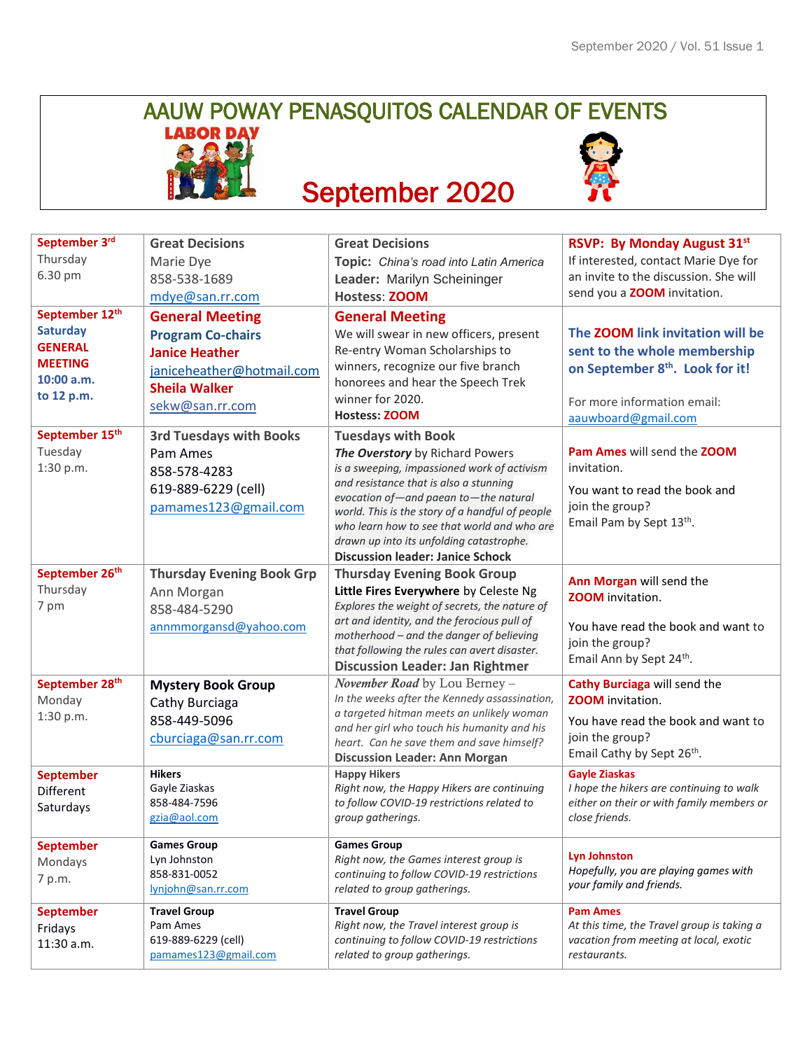# AAUW POWAY PENASQUITOS CALENDAR OF EVENTS

LABOR DAY

## September 2020

| | | | |
|---|---|---|---|
| **September 3rd** Thursday 6.30 pm | **Great Decisions** Marie Dye 858-538-1689 mdye@san.rr.com | **Great Decisions** **Topic:** *China's road into Latin America* **Leader:** Marilyn Scheininger **Hostess:** **ZOOM** | **RSVP: By Monday August 31st** If interested, contact Marie Dye for an invite to the discussion. She will send you a **ZOOM** invitation. |
| **September 12th** **Saturday** **GENERAL MEETING** **10:00 a.m. to 12 p.m.** | **General Meeting** **Program Co-chairs** **Janice Heather** janiceheather@hotmail.com **Sheila Walker** sekw@san.rr.com | **General Meeting** We will swear in new officers, present Re-entry Woman Scholarships to winners, recognize our five branch honorees and hear the Speech Trek winner for 2020. **Hostess:** **ZOOM** | **The ZOOM link invitation will be sent to the whole membership on September 8th. Look for it!** For more information email: aauwboard@gmail.com |
| **September 15th** Tuesday 1:30 p.m. | **3rd Tuesdays with Books** Pam Ames 858-578-4283 619-889-6229 (cell) pamames123@gmail.com | **Tuesdays with Book** ***The Overstory*** by Richard Powers *is a sweeping, impassioned work of activism and resistance that is also a stunning evocation of—and paean to—the natural world. This is the story of a handful of people who learn how to see that world and who are drawn up into its unfolding catastrophe.* **Discussion leader: Janice Schock** | **Pam Ames** will send the **ZOOM** invitation. You want to read the book and join the group? Email Pam by Sept 13th. |
| **September 26th** Thursday 7 pm | **Thursday Evening Book Grp** Ann Morgan 858-484-5290 annmmorgansd@yahoo.com | **Thursday Evening Book Group** **Little Fires Everywhere** by Celeste Ng *Explores the weight of secrets, the nature of art and identity, and the ferocious pull of motherhood – and the danger of believing that following the rules can avert disaster.* **Discussion Leader: Jan Rightmer** | **Ann Morgan** will send the **ZOOM** invitation. You have read the book and want to join the group? Email Ann by Sept 24th. |
| **September 28th** Monday 1:30 p.m. | **Mystery Book Group** Cathy Burciaga 858-449-5096 cburciaga@san.rr.com | ***November Road*** by Lou Berney – *In the weeks after the Kennedy assassination, a targeted hitman meets an unlikely woman and her girl who touch his humanity and his heart. Can he save them and save himself?* **Discussion Leader: Ann Morgan** | **Cathy Burciaga** will send the **ZOOM** invitation. You have read the book and want to join the group? Email Cathy by Sept 26th. |
| **September** Different Saturdays | **Hikers** Gayle Ziaskas 858-484-7596 gzia@aol.com | **Happy Hikers** *Right now, the Happy Hikers are continuing to follow COVID-19 restrictions related to group gatherings.* | **Gayle Ziaskas** *I hope the hikers are continuing to walk either on their or with family members or close friends.* |
| **September** Mondays 7 p.m. | **Games Group** Lyn Johnston 858-831-0052 lynjohn@san.rr.com | **Games Group** *Right now, the Games interest group is continuing to follow COVID-19 restrictions related to group gatherings.* | **Lyn Johnston** *Hopefully, you are playing games with your family and friends.* |
| **September** Fridays 11:30 a.m. | **Travel Group** Pam Ames 619-889-6229 (cell) pamames123@gmail.com | **Travel Group** *Right now, the Travel interest group is continuing to follow COVID-19 restrictions related to group gatherings.* | **Pam Ames** *At this time, the Travel group is taking a vacation from meeting at local, exotic restaurants.* |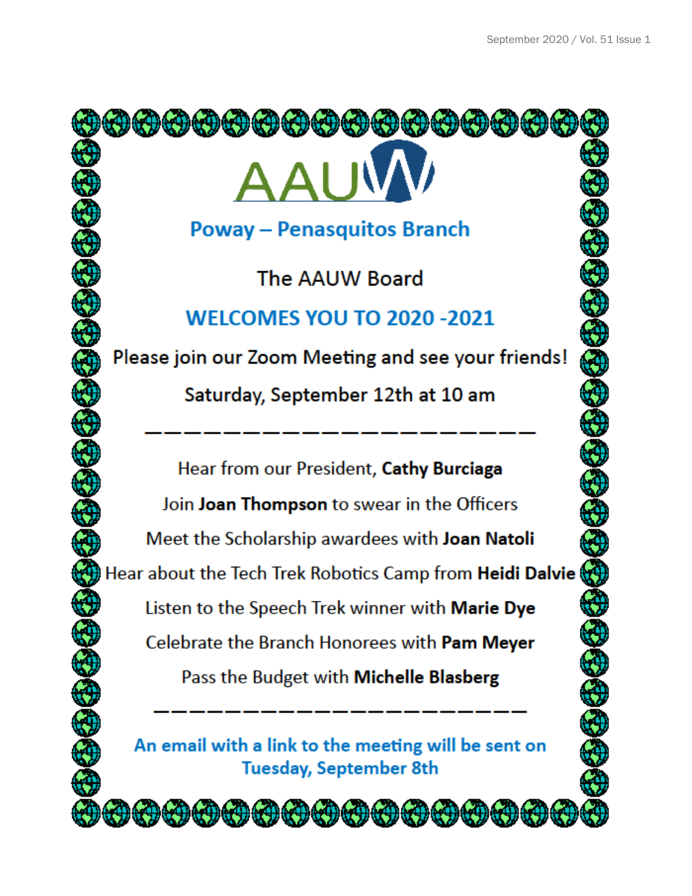# AAUW

## Poway – Penasquitos Branch

The AAUW Board

## WELCOMES YOU TO 2020 -2021

Please join our Zoom Meeting and see your friends!

Saturday, September 12th at 10 am

---

Hear from our President, **Cathy Burciaga**

Join **Joan Thompson** to swear in the Officers

Meet the Scholarship awardees with **Joan Natoli**

Hear about the Tech Trek Robotics Camp from **Heidi Dalvie**

Listen to the Speech Trek winner with **Marie Dye**

Celebrate the Branch Honorees with **Pam Meyer**

Pass the Budget with **Michelle Blasberg**

---

**An email with a link to the meeting will be sent on Tuesday, September 8th**